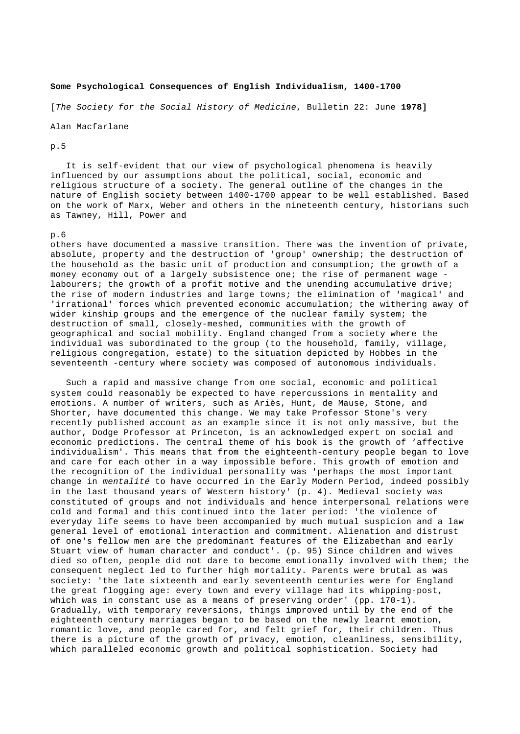**Some Psychological Consequences of English Individualism, 1400-1700**

[*The Society for the Social History of Medicine*, Bulletin 22: June **1978]**

Alan Macfarlane

p.5

It is self-evident that our view of psychological phenomena is heavily influenced by our assumptions about the political, social, economic and religious structure of a society. The general outline of the changes in the nature of English society between 1400-1700 appear to be well established. Based on the work of Marx, Weber and others in the nineteenth century, historians such as Tawney, Hill, Power and

p.6

others have documented a massive transition. There was the invention of private, absolute, property and the destruction of 'group' ownership; the destruction of the household as the basic unit of production and consumption; the growth of a money economy out of a largely subsistence one; the rise of permanent wage - labourers; the growth of a profit motive and the unending accumulative drive; the rise of modern industries and large towns; the elimination of 'magical' and 'irrational' forces which prevented economic accumulation; the withering away of wider kinship groups and the emergence of the nuclear family system; the destruction of small, closely-meshed, communities with the growth of geographical and social mobility. England changed from a society where the individual was subordinated to the group (to the household, family, village, religious congregation, estate) to the situation depicted by Hobbes in the seventeenth -century where society was composed of autonomous individuals.

Such a rapid and massive change from one social, economic and political system could reasonably be expected to have repercussions in mentality and emotions. A number of writers, such as Ariès, Hunt, de Mause, Stone, and Shorter, have documented this change. We may take Professor Stone's very recently published account as an example since it is not only massive, but the author, Dodge Professor at Princeton, is an acknowledged expert on social and economic predictions. The central theme of his book is the growth of 'affective individualism'. This means that from the eighteenth-century people began to love and care for each other in a way impossible before. This growth of emotion and the recognition of the individual personality was 'perhaps the most important change in *mentalité* to have occurred in the Early Modern Period, indeed possibly in the last thousand years of Western history' (p. 4). Medieval society was constituted of groups and not individuals and hence interpersonal relations were cold and formal and this continued into the later period: 'the violence of everyday life seems to have been accompanied by much mutual suspicion and a law general level of emotional interaction and commitment. Alienation and distrust of one's fellow men are the predominant features of the Elizabethan and early Stuart view of human character and conduct'. (p. 95) Since children and wives died so often, people did not dare to become emotionally involved with them; the consequent neglect led to further high mortality. Parents were brutal as was society: 'the late sixteenth and early seventeenth centuries were for England the great flogging age: every town and every village had its whipping-post, which was in constant use as a means of preserving order' (pp. 170-1). Gradually, with temporary reversions, things improved until by the end of the eighteenth century marriages began to be based on the newly learnt emotion, romantic love, and people cared for, and felt grief for, their children. Thus there is a picture of the growth of privacy, emotion, cleanliness, sensibility, which paralleled economic growth and political sophistication. Society had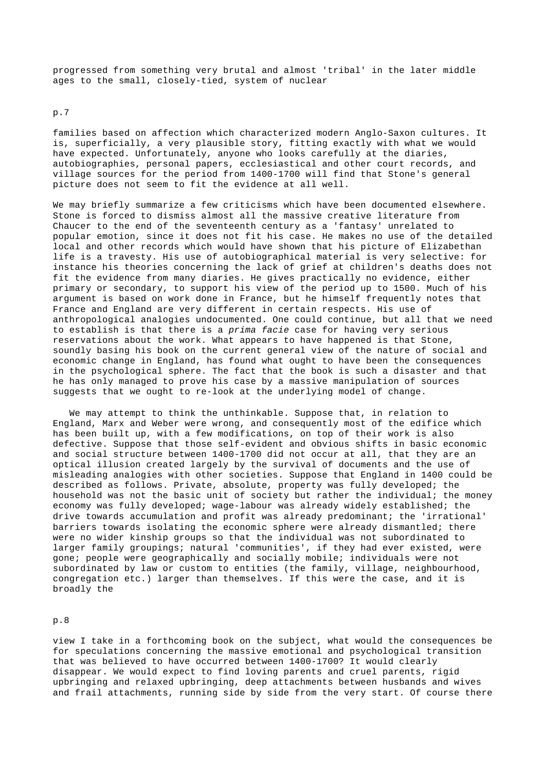progressed from something very brutal and almost 'tribal' in the later middle ages to the small, closely-tied, system of nuclear

p.7

families based on affection which characterized modern Anglo-Saxon cultures. It is, superficially, a very plausible story, fitting exactly with what we would have expected. Unfortunately, anyone who looks carefully at the diaries, autobiographies, personal papers, ecclesiastical and other court records, and village sources for the period from 1400-1700 will find that Stone's general picture does not seem to fit the evidence at all well.

We may briefly summarize a few criticisms which have been documented elsewhere. Stone is forced to dismiss almost all the massive creative literature from Chaucer to the end of the seventeenth century as a 'fantasy' unrelated to popular emotion, since it does not fit his case. He makes no use of the detailed local and other records which would have shown that his picture of Elizabethan life is a travesty. His use of autobiographical material is very selective: for instance his theories concerning the lack of grief at children's deaths does not fit the evidence from many diaries. He gives practically no evidence, either primary or secondary, to support his view of the period up to 1500. Much of his argument is based on work done in France, but he himself frequently notes that France and England are very different in certain respects. His use of anthropological analogies undocumented. One could continue, but all that we need to establish is that there is a *prima facie* case for having very serious reservations about the work. What appears to have happened is that Stone, soundly basing his book on the current general view of the nature of social and economic change in England, has found what ought to have been the consequences in the psychological sphere. The fact that the book is such a disaster and that he has only managed to prove his case by a massive manipulation of sources suggests that we ought to re-look at the underlying model of change.

We may attempt to think the unthinkable. Suppose that, in relation to England, Marx and Weber were wrong, and consequently most of the edifice which has been built up, with a few modifications, on top of their work is also defective. Suppose that those self-evident and obvious shifts in basic economic and social structure between 1400-1700 did not occur at all, that they are an optical illusion created largely by the survival of documents and the use of misleading analogies with other societies. Suppose that England in 1400 could be described as follows. Private, absolute, property was fully developed; the household was not the basic unit of society but rather the individual; the money economy was fully developed; wage-labour was already widely established; the drive towards accumulation and profit was already predominant; the 'irrational' barriers towards isolating the economic sphere were already dismantled; there were no wider kinship groups so that the individual was not subordinated to larger family groupings; natural 'communities', if they had ever existed, were gone; people were geographically and socially mobile; individuals were not subordinated by law or custom to entities (the family, village, neighbourhood, congregation etc.) larger than themselves. If this were the case, and it is broadly the

p.8

view I take in a forthcoming book on the subject, what would the consequences be for speculations concerning the massive emotional and psychological transition that was believed to have occurred between 1400-1700? It would clearly disappear. We would expect to find loving parents and cruel parents, rigid upbringing and relaxed upbringing, deep attachments between husbands and wives and frail attachments, running side by side from the very start. Of course there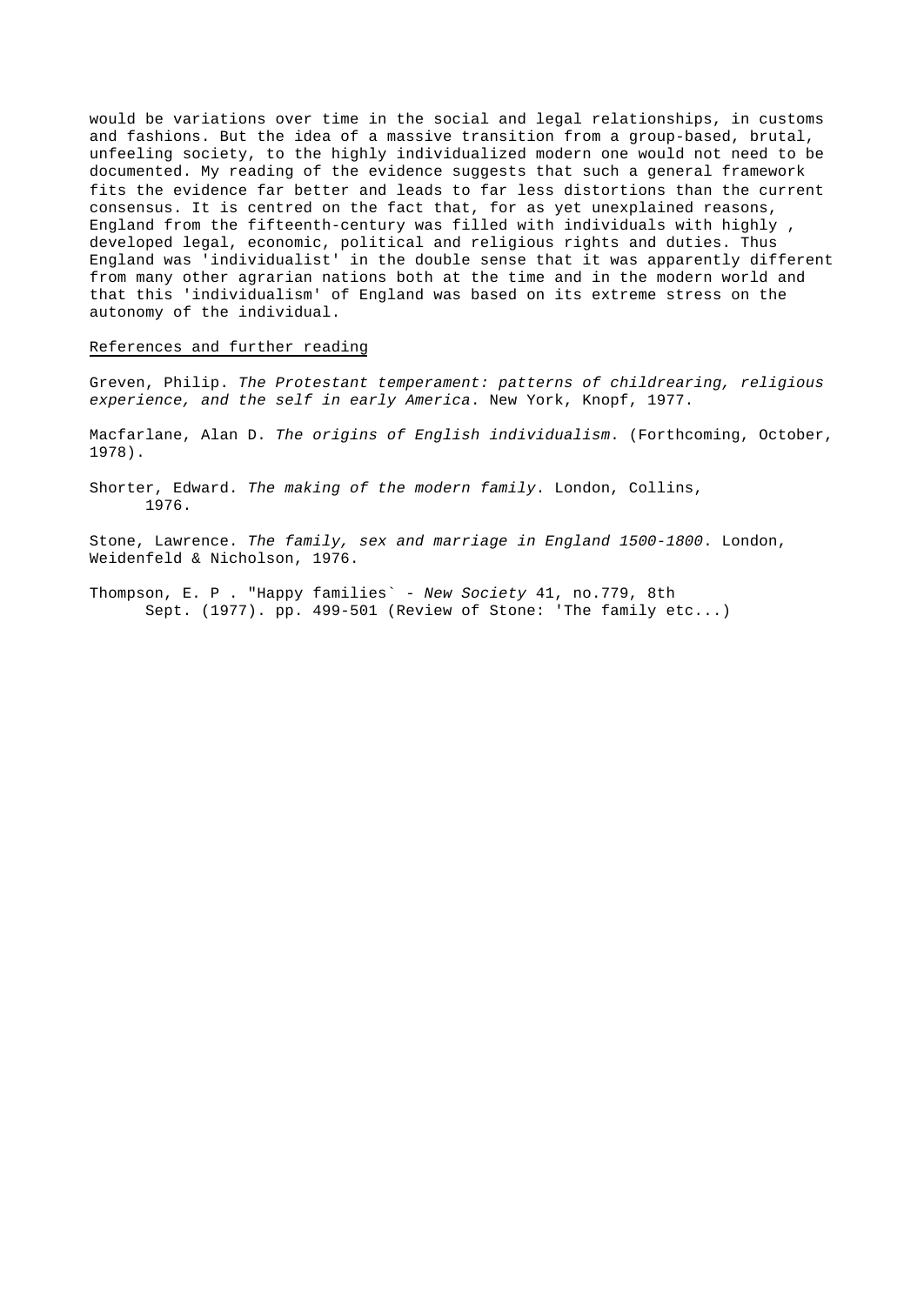would be variations over time in the social and legal relationships, in customs and fashions. But the idea of a massive transition from a group-based, brutal, unfeeling society, to the highly individualized modern one would not need to be documented. My reading of the evidence suggests that such a general framework fits the evidence far better and leads to far less distortions than the current consensus. It is centred on the fact that, for as yet unexplained reasons, England from the fifteenth-century was filled with individuals with highly , developed legal, economic, political and religious rights and duties. Thus England was 'individualist' in the double sense that it was apparently different from many other agrarian nations both at the time and in the modern world and that this 'individualism' of England was based on its extreme stress on the autonomy of the individual.

<u>References and further reading</u>

Greven, Philip. *The Protestant temperament: patterns of childrearing, religious experience, and the self in early America*. New York, Knopf, 1977.

Macfarlane, Alan D. *The origins of English individualism*. (Forthcoming, October, 1978).

Shorter, Edward. *The making of the modern family*. London, Collins, 1976.

Stone, Lawrence. *The family, sex and marriage in England 1500-1800*. London, Weidenfeld & Nicholson, 1976.

Thompson, E. P . "Happy families` - *New Society* 41, no.779, 8th Sept. (1977). pp. 499-501 (Review of Stone: 'The family etc...)